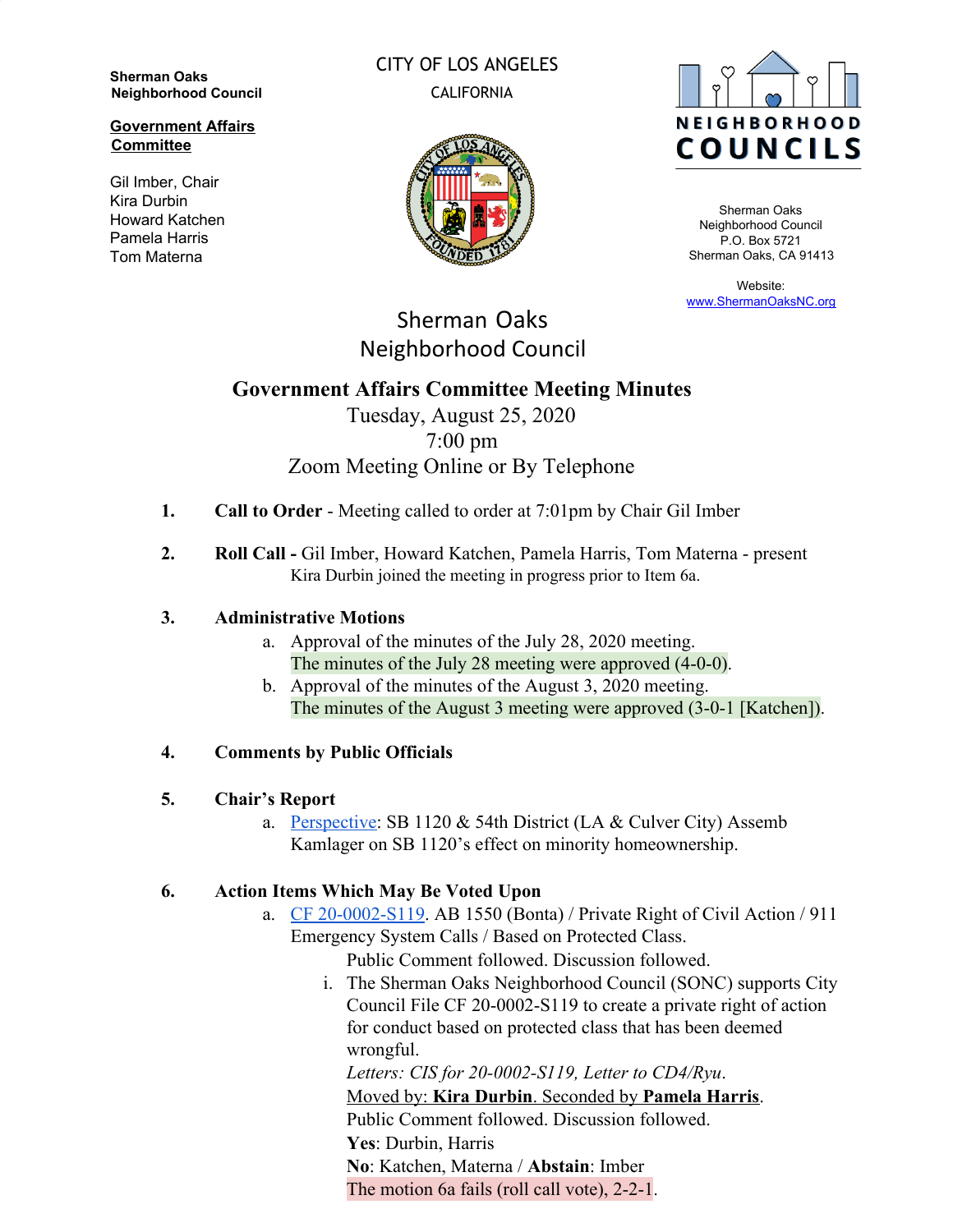**Sherman Oaks Neighborhood Council**

**Government Affairs Committee**

Gil Imber, Chair
Kira Durbin
Howard Katchen
Pamela Harris
Tom Materna

CITY OF LOS ANGELES
CALIFORNIA

NEIGHBORHOOD COUNCILS

Sherman Oaks
Neighborhood Council
P.O. Box 5721
Sherman Oaks, CA 91413

Website:
www.ShermanOaksNC.org

# Sherman Oaks Neighborhood Council

## Government Affairs Committee Meeting Minutes

Tuesday, August 25, 2020
7:00 pm
Zoom Meeting Online or By Telephone

1. **Call to Order** - Meeting called to order at 7:01pm by Chair Gil Imber

2. **Roll Call -** Gil Imber, Howard Katchen, Pamela Harris, Tom Materna - present
   Kira Durbin joined the meeting in progress prior to Item 6a.

3. **Administrative Motions**
   a. Approval of the minutes of the July 28, 2020 meeting.
      The minutes of the July 28 meeting were approved (4-0-0).
   b. Approval of the minutes of the August 3, 2020 meeting.
      The minutes of the August 3 meeting were approved (3-0-1 [Katchen]).

4. **Comments by Public Officials**

5. **Chair's Report**
   a. Perspective: SB 1120 & 54th District (LA & Culver City) Assemb Kamlager on SB 1120's effect on minority homeownership.

6. **Action Items Which May Be Voted Upon**
   a. CF 20-0002-S119. AB 1550 (Bonta) / Private Right of Civil Action / 911 Emergency System Calls / Based on Protected Class.
      Public Comment followed. Discussion followed.
      i. The Sherman Oaks Neighborhood Council (SONC) supports City Council File CF 20-0002-S119 to create a private right of action for conduct based on protected class that has been deemed wrongful.
         *Letters: CIS for 20-0002-S119, Letter to CD4/Ryu.*
         Moved by: **Kira Durbin**. Seconded by **Pamela Harris**.
         Public Comment followed. Discussion followed.
         **Yes**: Durbin, Harris
         **No**: Katchen, Materna / **Abstain**: Imber
         The motion 6a fails (roll call vote), 2-2-1.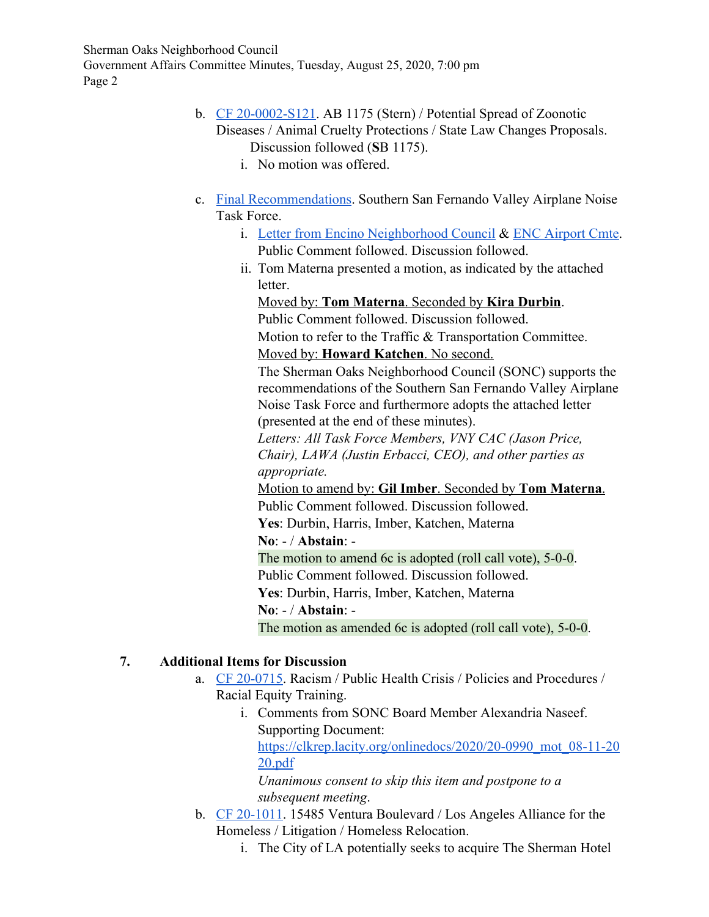b. CF 20-0002-S121. AB 1175 (Stern) / Potential Spread of Zoonotic Diseases / Animal Cruelty Protections / State Law Changes Proposals.
   Discussion followed (**S**B 1175).
   i. No motion was offered.

c. Final Recommendations. Southern San Fernando Valley Airplane Noise Task Force.
   i. Letter from Encino Neighborhood Council & ENC Airport Cmte. Public Comment followed. Discussion followed.
   ii. Tom Materna presented a motion, as indicated by the attached letter.
   Moved by: **Tom Materna**. Seconded by **Kira Durbin**.
   Public Comment followed. Discussion followed.
   Motion to refer to the Traffic & Transportation Committee.
   Moved by: **Howard Katchen**. No second.
   The Sherman Oaks Neighborhood Council (SONC) supports the recommendations of the Southern San Fernando Valley Airplane Noise Task Force and furthermore adopts the attached letter (presented at the end of these minutes).
   *Letters: All Task Force Members, VNY CAC (Jason Price, Chair), LAWA (Justin Erbacci, CEO), and other parties as appropriate.*
   Motion to amend by: **Gil Imber**. Seconded by **Tom Materna**.
   Public Comment followed. Discussion followed.
   **Yes**: Durbin, Harris, Imber, Katchen, Materna
   **No**: - / **Abstain**: -
   The motion to amend 6c is adopted (roll call vote), 5-0-0.
   Public Comment followed. Discussion followed.
   **Yes**: Durbin, Harris, Imber, Katchen, Materna
   **No**: - / **Abstain**: -
   The motion as amended 6c is adopted (roll call vote), 5-0-0.

**7. Additional Items for Discussion**

a. CF 20-0715. Racism / Public Health Crisis / Policies and Procedures / Racial Equity Training.
   i. Comments from SONC Board Member Alexandria Naseef. Supporting Document: https://clkrep.lacity.org/onlinedocs/2020/20-0990_mot_08-11-2020.pdf
   *Unanimous consent to skip this item and postpone to a subsequent meeting.*

b. CF 20-1011. 15485 Ventura Boulevard / Los Angeles Alliance for the Homeless / Litigation / Homeless Relocation.
   i. The City of LA potentially seeks to acquire The Sherman Hotel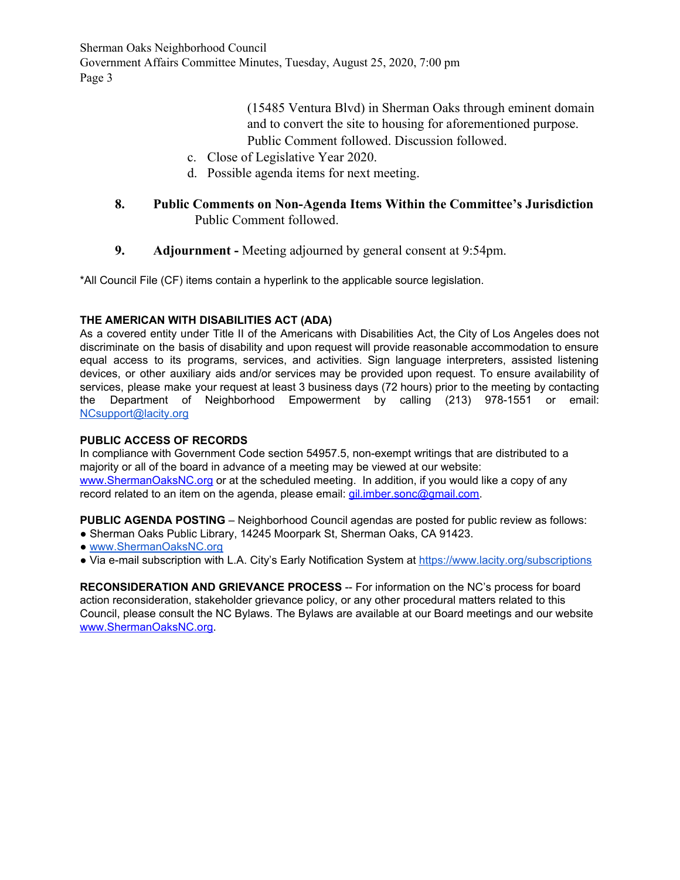(15485 Ventura Blvd) in Sherman Oaks through eminent domain and to convert the site to housing for aforementioned purpose. Public Comment followed. Discussion followed.

c. Close of Legislative Year 2020.
d. Possible agenda items for next meeting.

**8. Public Comments on Non-Agenda Items Within the Committee's Jurisdiction**
Public Comment followed.

**9. Adjournment -** Meeting adjourned by general consent at 9:54pm.

*All Council File (CF) items contain a hyperlink to the applicable source legislation.

**THE AMERICAN WITH DISABILITIES ACT (ADA)**
As a covered entity under Title II of the Americans with Disabilities Act, the City of Los Angeles does not discriminate on the basis of disability and upon request will provide reasonable accommodation to ensure equal access to its programs, services, and activities. Sign language interpreters, assisted listening devices, or other auxiliary aids and/or services may be provided upon request. To ensure availability of services, please make your request at least 3 business days (72 hours) prior to the meeting by contacting the Department of Neighborhood Empowerment by calling (213) 978-1551 or email: NCsupport@lacity.org

**PUBLIC ACCESS OF RECORDS**
In compliance with Government Code section 54957.5, non-exempt writings that are distributed to a majority or all of the board in advance of a meeting may be viewed at our website: www.ShermanOaksNC.org or at the scheduled meeting. In addition, if you would like a copy of any record related to an item on the agenda, please email: gil.imber.sonc@gmail.com.

**PUBLIC AGENDA POSTING** – Neighborhood Council agendas are posted for public review as follows:
- Sherman Oaks Public Library, 14245 Moorpark St, Sherman Oaks, CA 91423.
- www.ShermanOaksNC.org
- Via e-mail subscription with L.A. City's Early Notification System at https://www.lacity.org/subscriptions

**RECONSIDERATION AND GRIEVANCE PROCESS** -- For information on the NC's process for board action reconsideration, stakeholder grievance policy, or any other procedural matters related to this Council, please consult the NC Bylaws. The Bylaws are available at our Board meetings and our website www.ShermanOaksNC.org.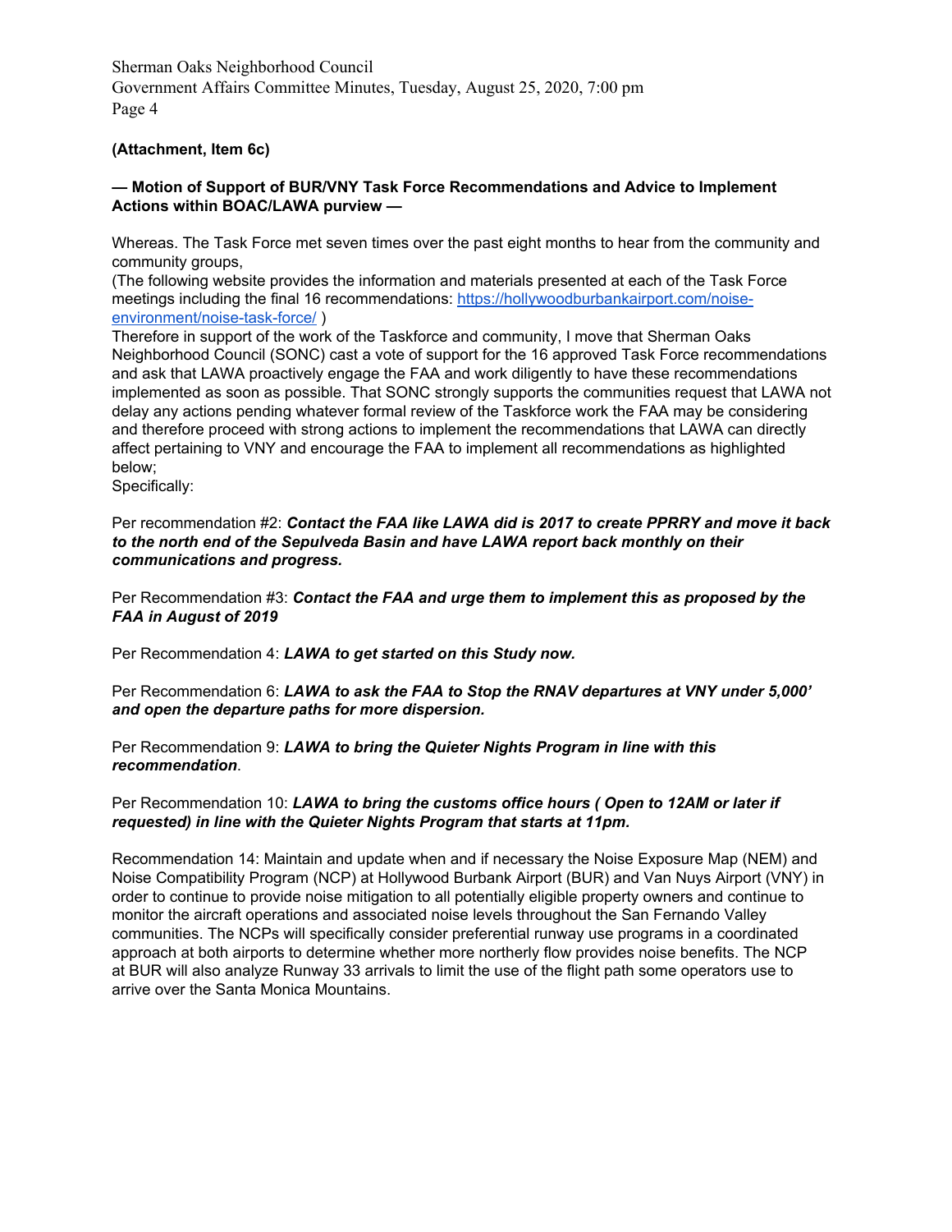**(Attachment, Item 6c)**

**— Motion of Support of BUR/VNY Task Force Recommendations and Advice to Implement Actions within BOAC/LAWA purview —**

Whereas. The Task Force met seven times over the past eight months to hear from the community and community groups,
(The following website provides the information and materials presented at each of the Task Force meetings including the final 16 recommendations: https://hollywoodburbankairport.com/noise-environment/noise-task-force/ )
Therefore in support of the work of the Taskforce and community, I move that Sherman Oaks Neighborhood Council (SONC) cast a vote of support for the 16 approved Task Force recommendations and ask that LAWA proactively engage the FAA and work diligently to have these recommendations implemented as soon as possible. That SONC strongly supports the communities request that LAWA not delay any actions pending whatever formal review of the Taskforce work the FAA may be considering and therefore proceed with strong actions to implement the recommendations that LAWA can directly affect pertaining to VNY and encourage the FAA to implement all recommendations as highlighted below;
Specifically:

Per recommendation #2: ***Contact the FAA like LAWA did is 2017 to create PPRRY and move it back to the north end of the Sepulveda Basin and have LAWA report back monthly on their communications and progress.***

Per Recommendation #3: ***Contact the FAA and urge them to implement this as proposed by the FAA in August of 2019***

Per Recommendation 4: ***LAWA to get started on this Study now.***

Per Recommendation 6: ***LAWA to ask the FAA to Stop the RNAV departures at VNY under 5,000' and open the departure paths for more dispersion.***

Per Recommendation 9: ***LAWA to bring the Quieter Nights Program in line with this recommendation***.

Per Recommendation 10: ***LAWA to bring the customs office hours ( Open to 12AM or later if requested) in line with the Quieter Nights Program that starts at 11pm.***

Recommendation 14: Maintain and update when and if necessary the Noise Exposure Map (NEM) and Noise Compatibility Program (NCP) at Hollywood Burbank Airport (BUR) and Van Nuys Airport (VNY) in order to continue to provide noise mitigation to all potentially eligible property owners and continue to monitor the aircraft operations and associated noise levels throughout the San Fernando Valley communities. The NCPs will specifically consider preferential runway use programs in a coordinated approach at both airports to determine whether more northerly flow provides noise benefits. The NCP at BUR will also analyze Runway 33 arrivals to limit the use of the flight path some operators use to arrive over the Santa Monica Mountains.